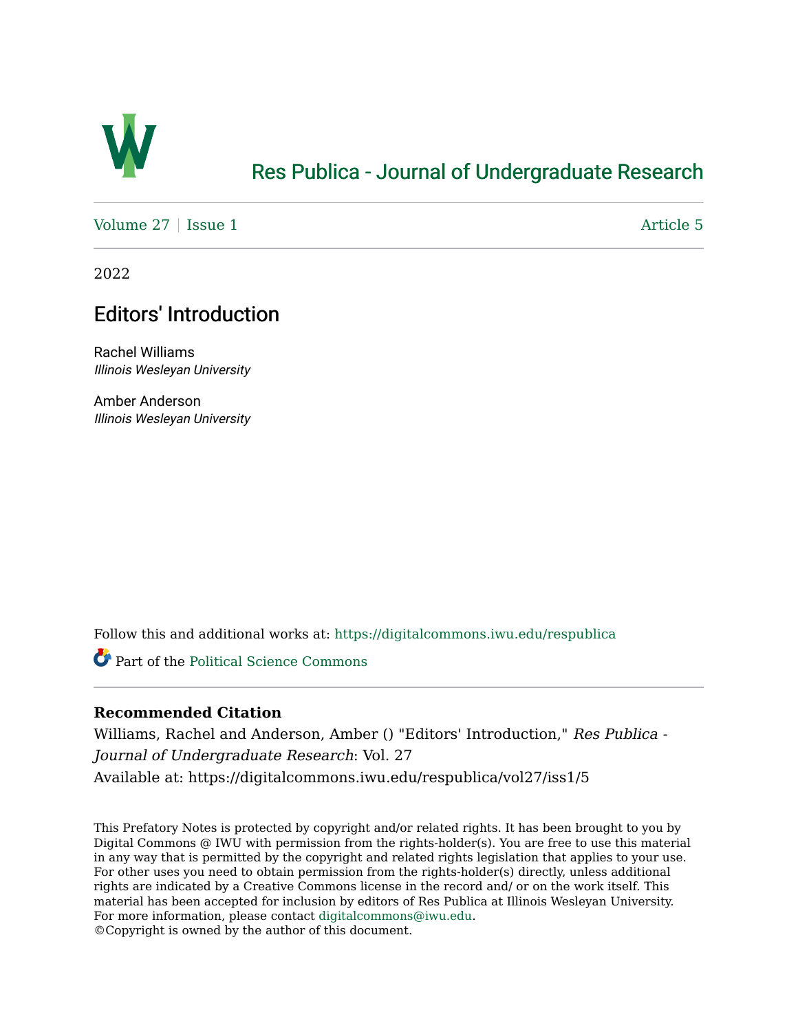Res Publica - Journal of Undergraduate Research

Volume 27 | Issue 1 — Article 5

2022

# Editors' Introduction

Rachel Williams
*Illinois Wesleyan University*

Amber Anderson
*Illinois Wesleyan University*

Follow this and additional works at: https://digitalcommons.iwu.edu/respublica

Part of the Political Science Commons

**Recommended Citation**

Williams, Rachel and Anderson, Amber () "Editors' Introduction," *Res Publica - Journal of Undergraduate Research*: Vol. 27
Available at: https://digitalcommons.iwu.edu/respublica/vol27/iss1/5

This Prefatory Notes is protected by copyright and/or related rights. It has been brought to you by Digital Commons @ IWU with permission from the rights-holder(s). You are free to use this material in any way that is permitted by the copyright and related rights legislation that applies to your use. For other uses you need to obtain permission from the rights-holder(s) directly, unless additional rights are indicated by a Creative Commons license in the record and/ or on the work itself. This material has been accepted for inclusion by editors of Res Publica at Illinois Wesleyan University. For more information, please contact digitalcommons@iwu.edu.
©Copyright is owned by the author of this document.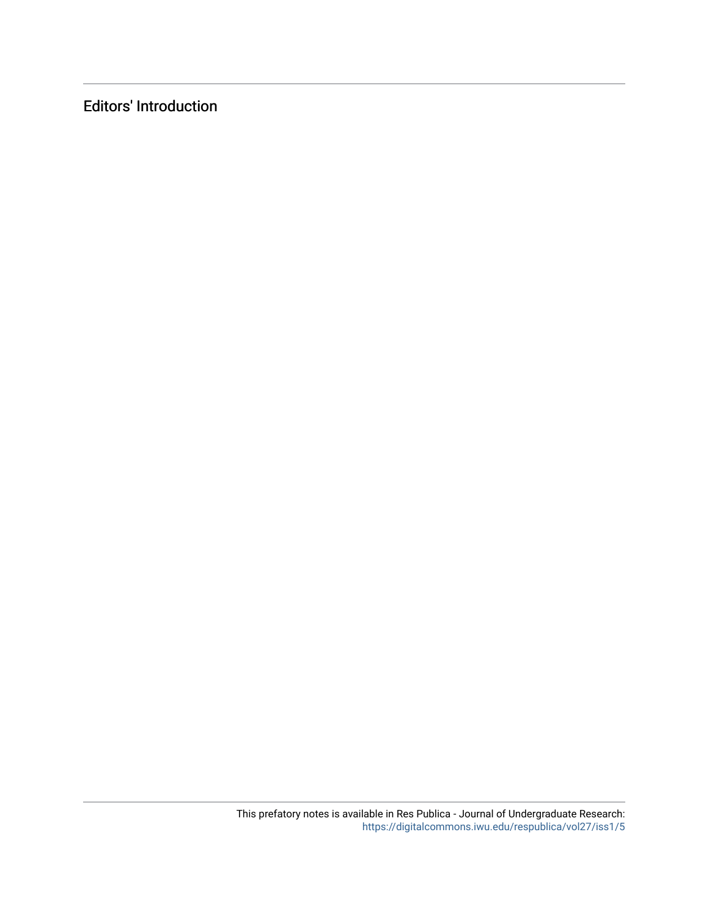# Editors' Introduction

This prefatory notes is available in Res Publica - Journal of Undergraduate Research: https://digitalcommons.iwu.edu/respublica/vol27/iss1/5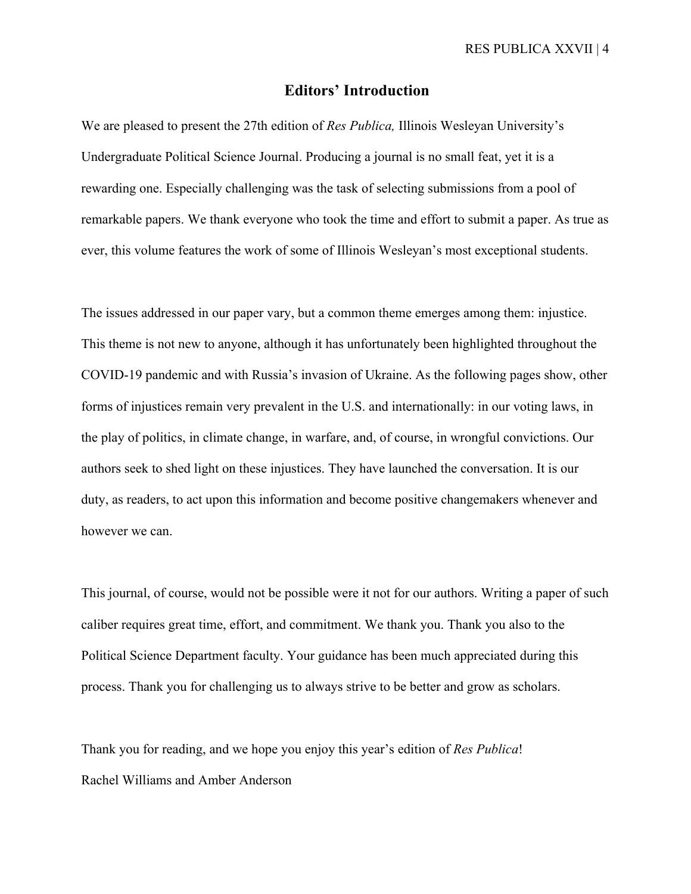# Editors' Introduction

We are pleased to present the 27th edition of *Res Publica,* Illinois Wesleyan University's Undergraduate Political Science Journal. Producing a journal is no small feat, yet it is a rewarding one. Especially challenging was the task of selecting submissions from a pool of remarkable papers. We thank everyone who took the time and effort to submit a paper. As true as ever, this volume features the work of some of Illinois Wesleyan's most exceptional students.

The issues addressed in our paper vary, but a common theme emerges among them: injustice. This theme is not new to anyone, although it has unfortunately been highlighted throughout the COVID-19 pandemic and with Russia's invasion of Ukraine. As the following pages show, other forms of injustices remain very prevalent in the U.S. and internationally: in our voting laws, in the play of politics, in climate change, in warfare, and, of course, in wrongful convictions. Our authors seek to shed light on these injustices. They have launched the conversation. It is our duty, as readers, to act upon this information and become positive changemakers whenever and however we can.

This journal, of course, would not be possible were it not for our authors. Writing a paper of such caliber requires great time, effort, and commitment. We thank you. Thank you also to the Political Science Department faculty. Your guidance has been much appreciated during this process. Thank you for challenging us to always strive to be better and grow as scholars.

Thank you for reading, and we hope you enjoy this year's edition of *Res Publica*!

Rachel Williams and Amber Anderson